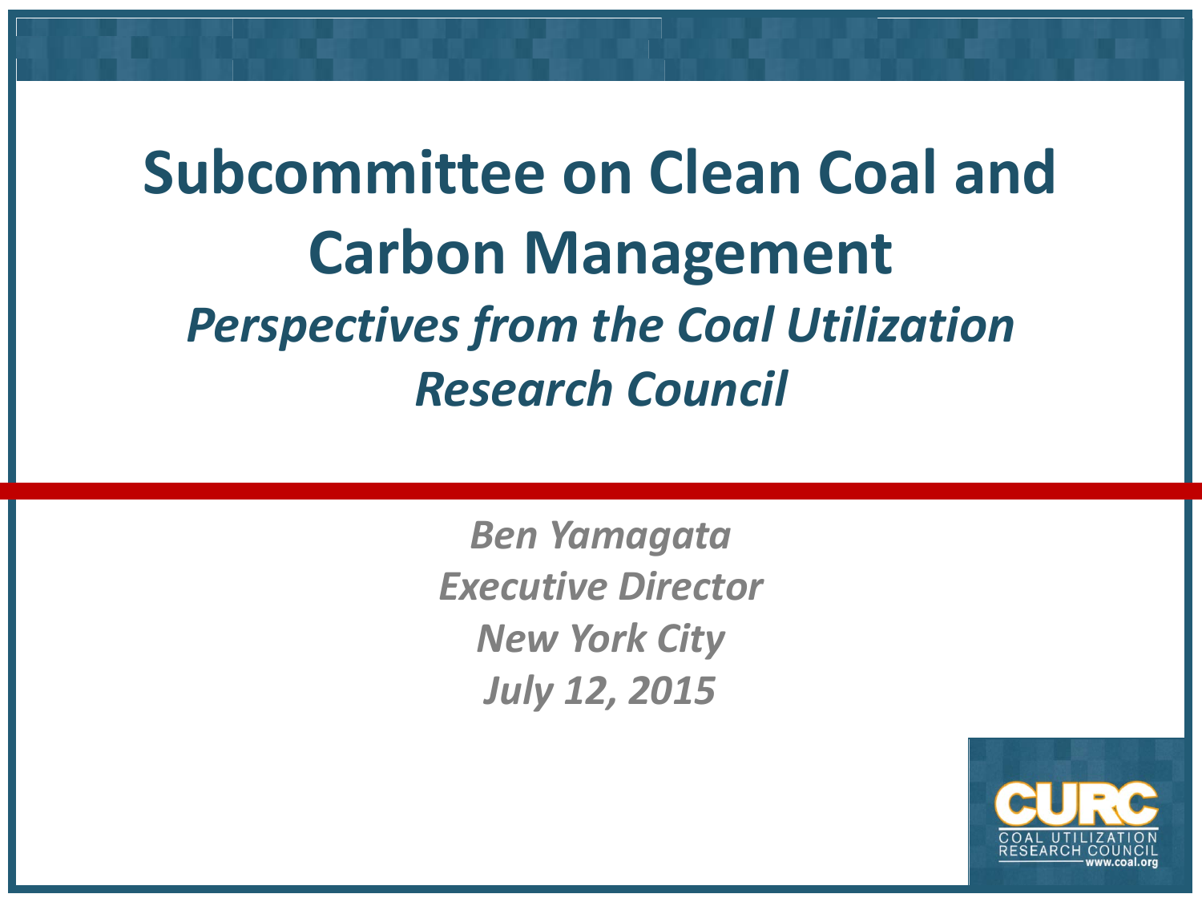# Subcommittee on Clean Coal and Carbon Management

## *Perspectives from the Coal Utilization Research Council*

*Ben Yamagata*
*Executive Director*
*New York City*
*July 12, 2015*

CURC
COAL UTILIZATION RESEARCH COUNCIL
www.coal.org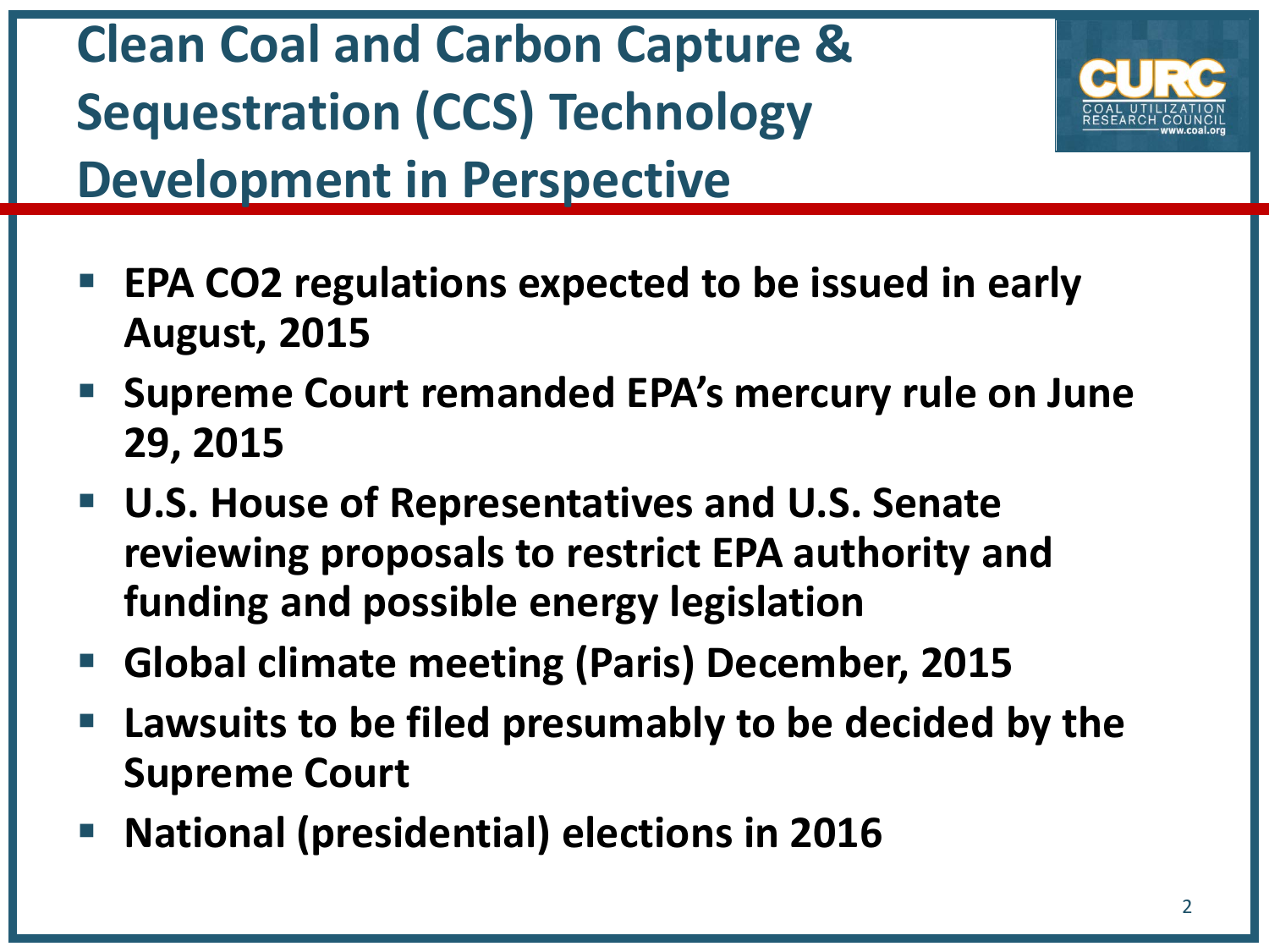# Clean Coal and Carbon Capture & Sequestration (CCS) Technology Development in Perspective

- **EPA CO2 regulations expected to be issued in early August, 2015**
- **Supreme Court remanded EPA's mercury rule on June 29, 2015**
- **U.S. House of Representatives and U.S. Senate reviewing proposals to restrict EPA authority and funding and possible energy legislation**
- **Global climate meeting (Paris) December, 2015**
- **Lawsuits to be filed presumably to be decided by the Supreme Court**
- **National (presidential) elections in 2016**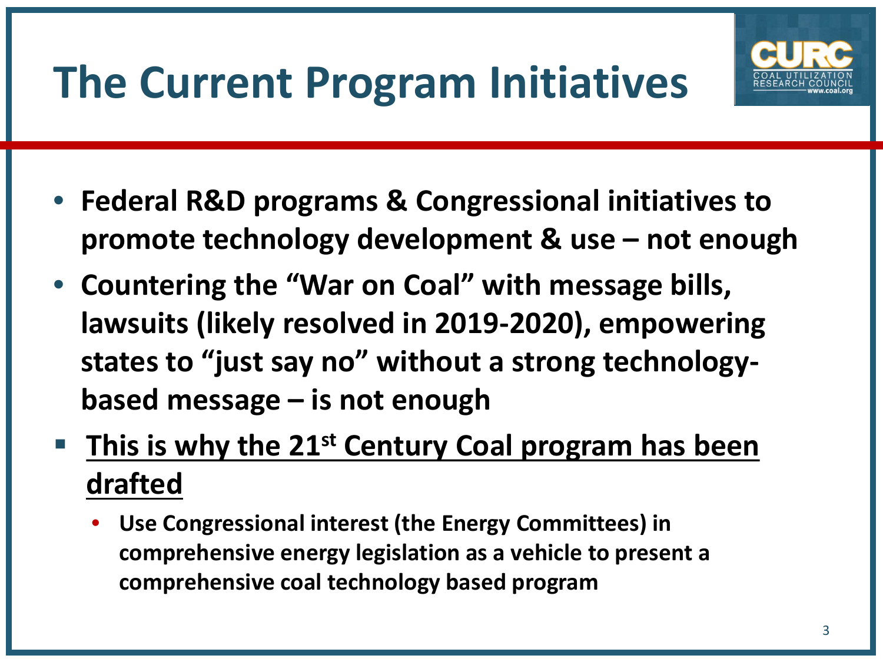# The Current Program Initiatives

- **Federal R&D programs & Congressional initiatives to promote technology development & use – not enough**
- **Countering the "War on Coal" with message bills, lawsuits (likely resolved in 2019-2020), empowering states to "just say no" without a strong technology-based message – is not enough**
- **<u>This is why the 21st Century Coal program has been drafted</u>**
  - **Use Congressional interest (the Energy Committees) in comprehensive energy legislation as a vehicle to present a comprehensive coal technology based program**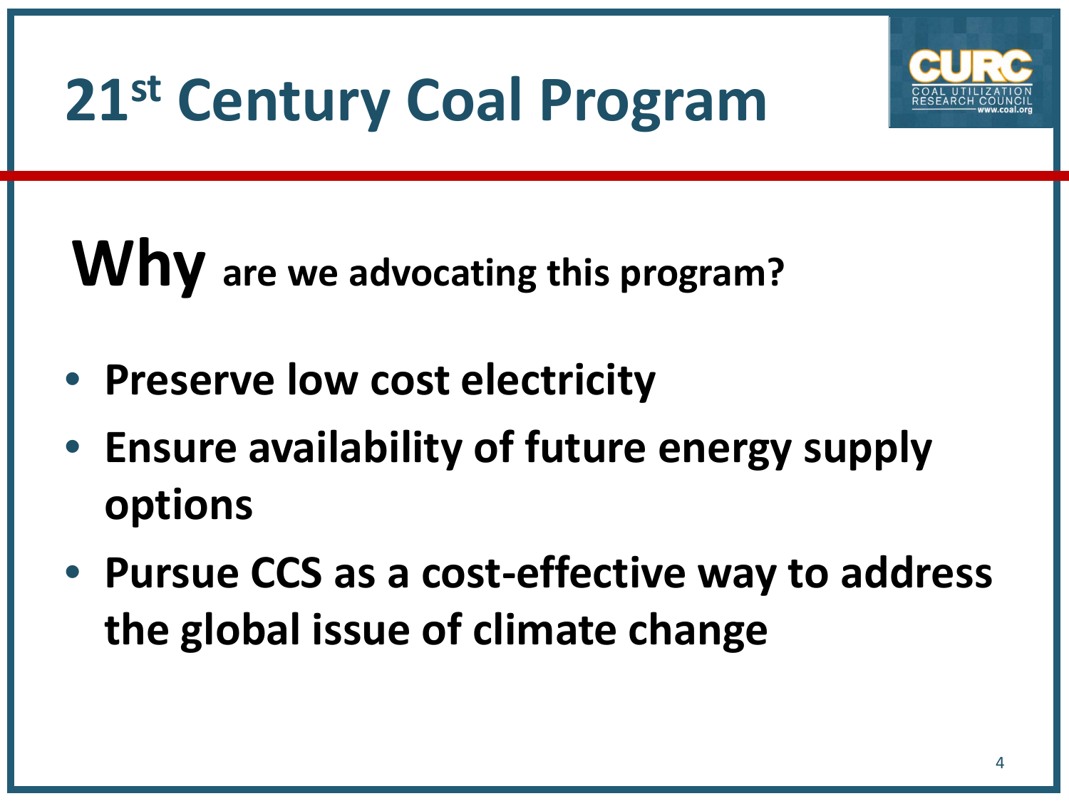# 21$^{st}$ Century Coal Program

COAL UTILIZATION RESEARCH COUNCIL
www.coal.org

## Why are we advocating this program?

- **Preserve low cost electricity**
- **Ensure availability of future energy supply options**
- **Pursue CCS as a cost-effective way to address the global issue of climate change**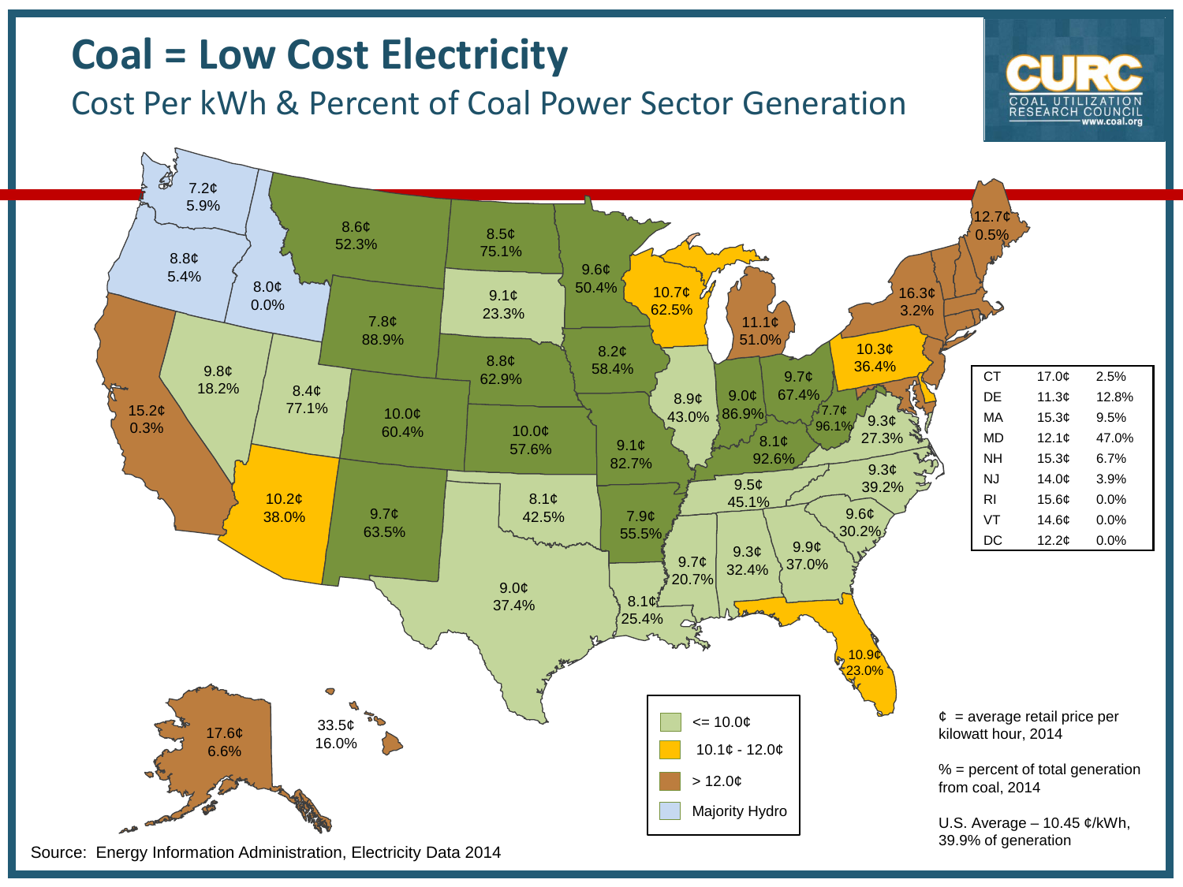# Coal = Low Cost Electricity

## Cost Per kWh & Percent of Coal Power Sector Generation

COAL UTILIZATION RESEARCH COUNCIL
www.coal.org

| State | ¢ | % |
| --- | --- | --- |
| CT | 17.0¢ | 2.5% |
| DE | 11.3¢ | 12.8% |
| MA | 15.3¢ | 9.5% |
| MD | 12.1¢ | 47.0% |
| NH | 15.3¢ | 6.7% |
| NJ | 14.0¢ | 3.9% |
| RI | 15.6¢ | 0.0% |
| VT | 14.6¢ | 0.0% |
| DC | 12.2¢ | 0.0% |

Legend:
- <= 10.0¢
- 10.1¢ - 12.0¢
- > 12.0¢
- Majority Hydro

¢ = average retail price per kilowatt hour, 2014

% = percent of total generation from coal, 2014

U.S. Average – 10.45 ¢/kWh, 39.9% of generation

Source: Energy Information Administration, Electricity Data 2014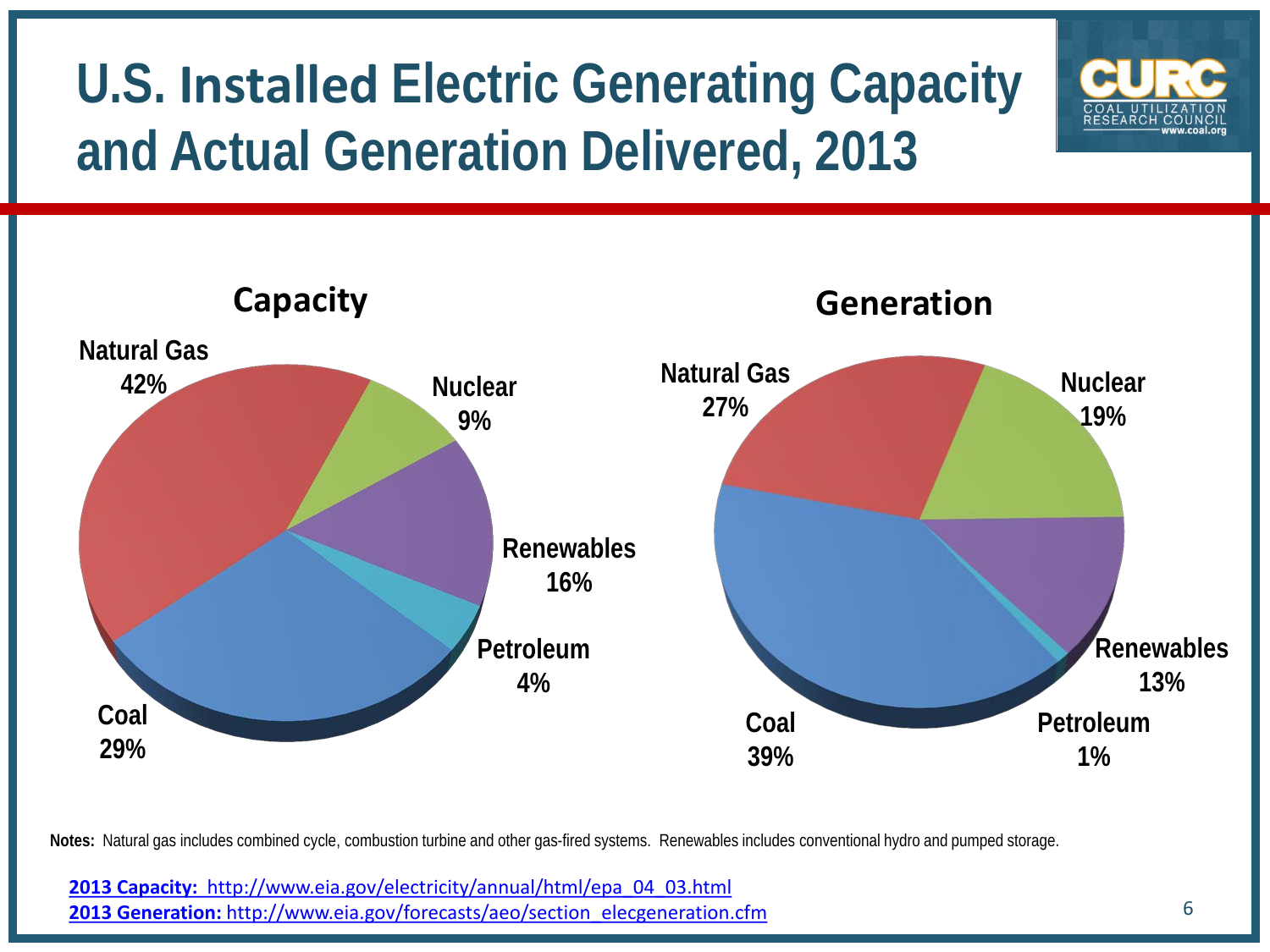# U.S. Installed Electric Generating Capacity and Actual Generation Delivered, 2013

### Capacity

| Source | Share |
| --- | --- |
| Natural Gas | 42% |
| Nuclear | 9% |
| Renewables | 16% |
| Petroleum | 4% |
| Coal | 29% |

### Generation

| Source | Share |
| --- | --- |
| Natural Gas | 27% |
| Nuclear | 19% |
| Renewables | 13% |
| Petroleum | 1% |
| Coal | 39% |

**Notes:** Natural gas includes combined cycle, combustion turbine and other gas-fired systems. Renewables includes conventional hydro and pumped storage.

**2013 Capacity:** http://www.eia.gov/electricity/annual/html/epa_04_03.html
**2013 Generation:** http://www.eia.gov/forecasts/aeo/section_elecgeneration.cfm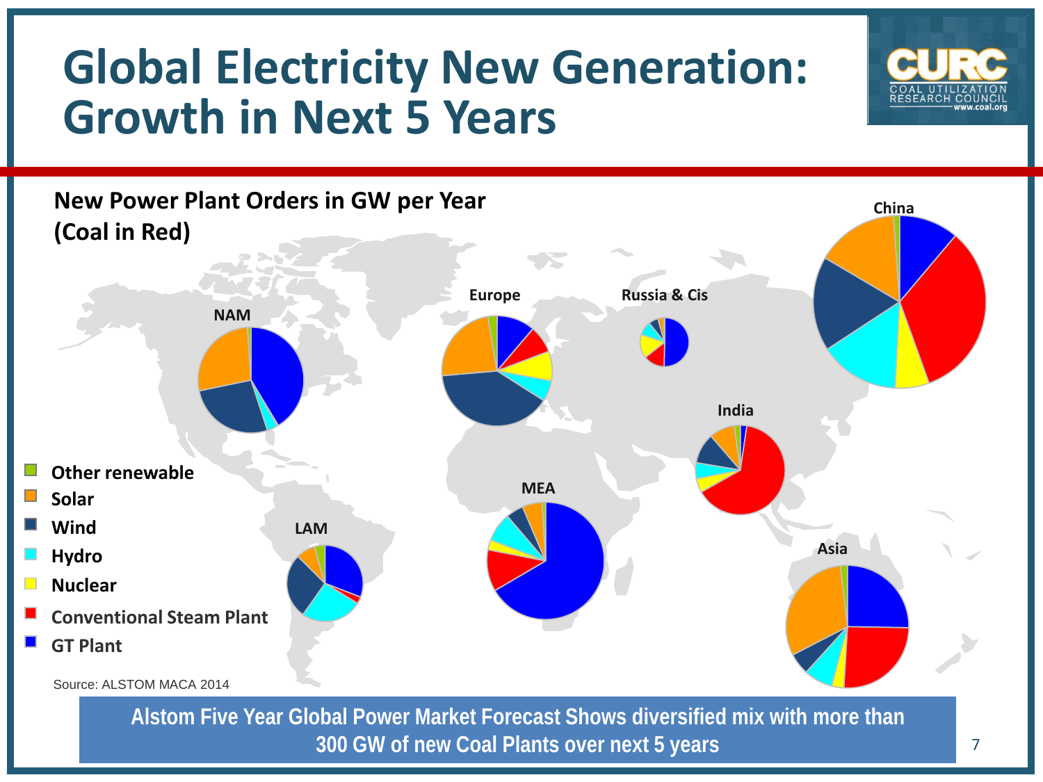# Global Electricity New Generation: Growth in Next 5 Years

**New Power Plant Orders in GW per Year (Coal in Red)**

NAM, Europe, Russia & Cis, China, India, MEA, LAM, Asia

- Other renewable
- Solar
- Wind
- Hydro
- Nuclear
- Conventional Steam Plant
- GT Plant

Source: ALSTOM MACA 2014

**Alstom Five Year Global Power Market Forecast Shows diversified mix with more than 300 GW of new Coal Plants over next 5 years**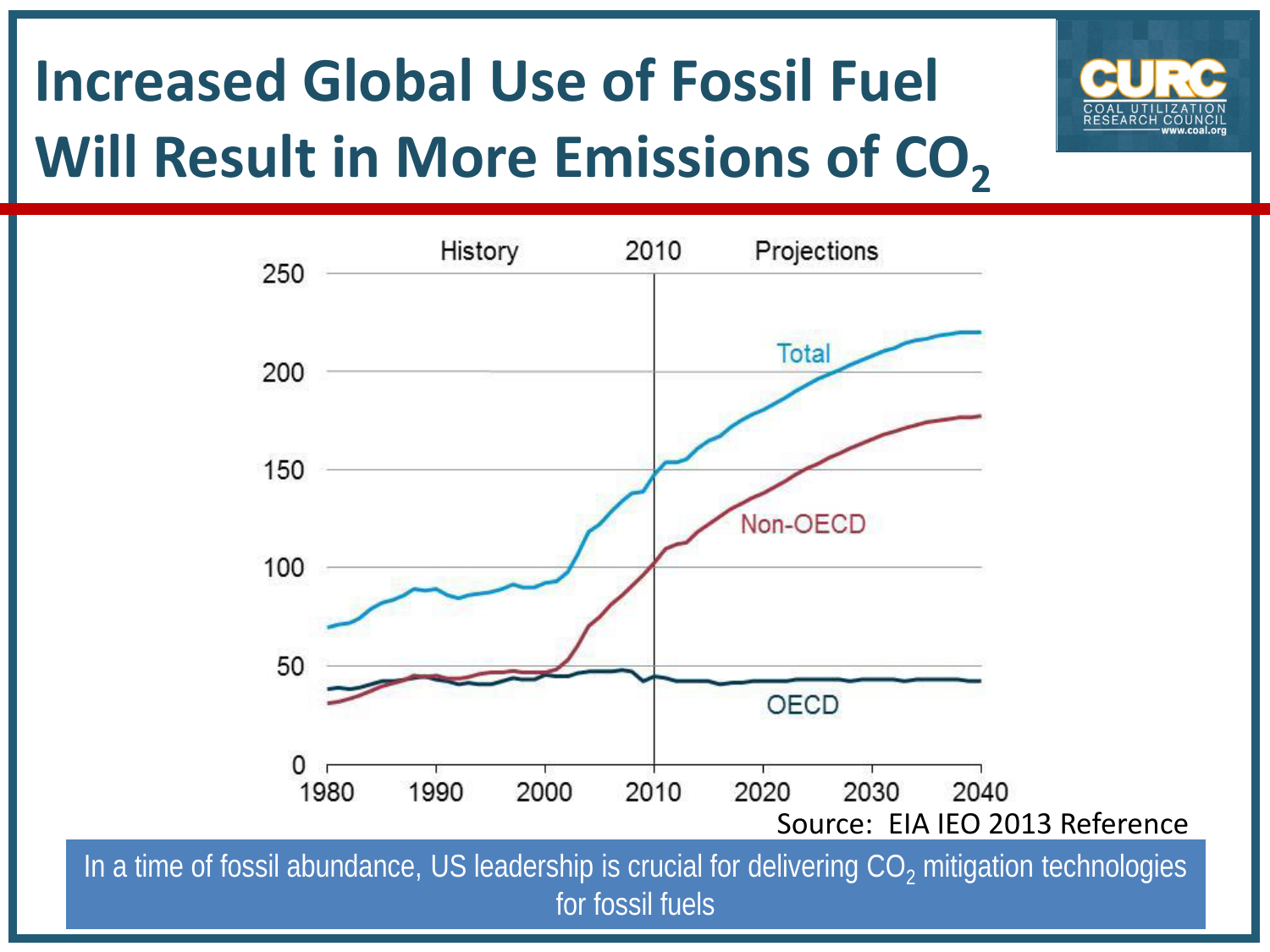# Increased Global Use of Fossil Fuel Will Result in More Emissions of $CO_2$

Source: EIA IEO 2013 Reference

In a time of fossil abundance, US leadership is crucial for delivering $CO_2$ mitigation technologies for fossil fuels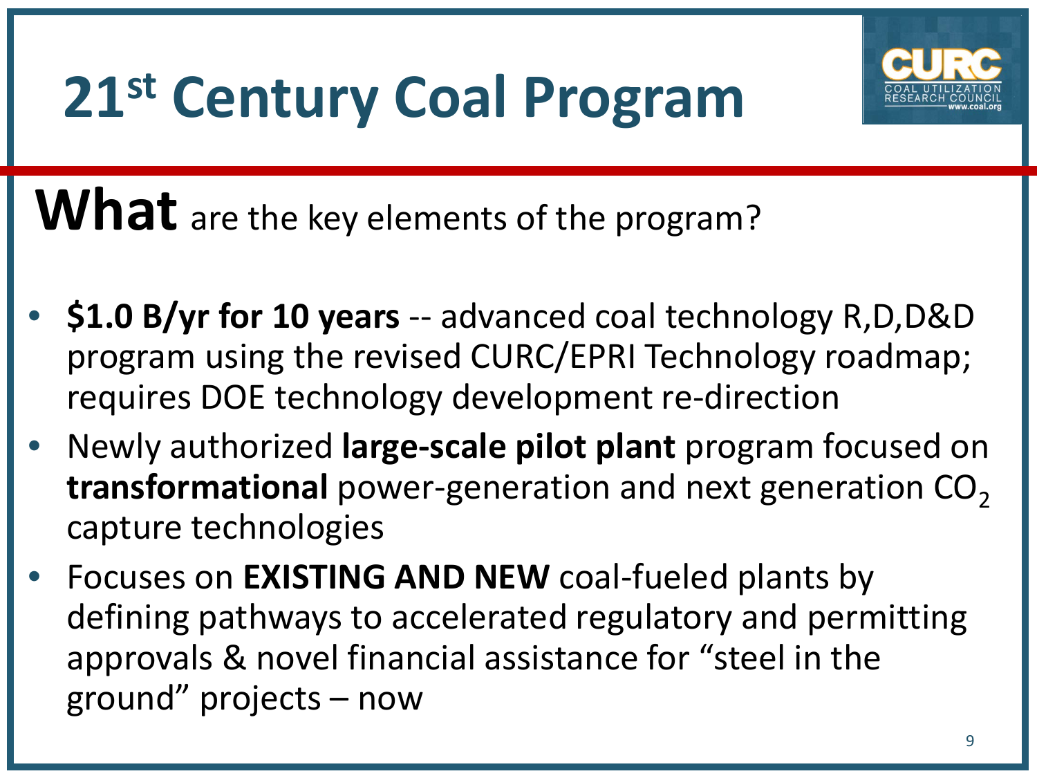# 21st Century Coal Program

## **What** are the key elements of the program?

- **$1.0 B/yr for 10 years** -- advanced coal technology R,D,D&D program using the revised CURC/EPRI Technology roadmap; requires DOE technology development re-direction
- Newly authorized **large-scale pilot plant** program focused on **transformational** power-generation and next generation $CO_2$ capture technologies
- Focuses on **EXISTING AND NEW** coal-fueled plants by defining pathways to accelerated regulatory and permitting approvals & novel financial assistance for "steel in the ground" projects – now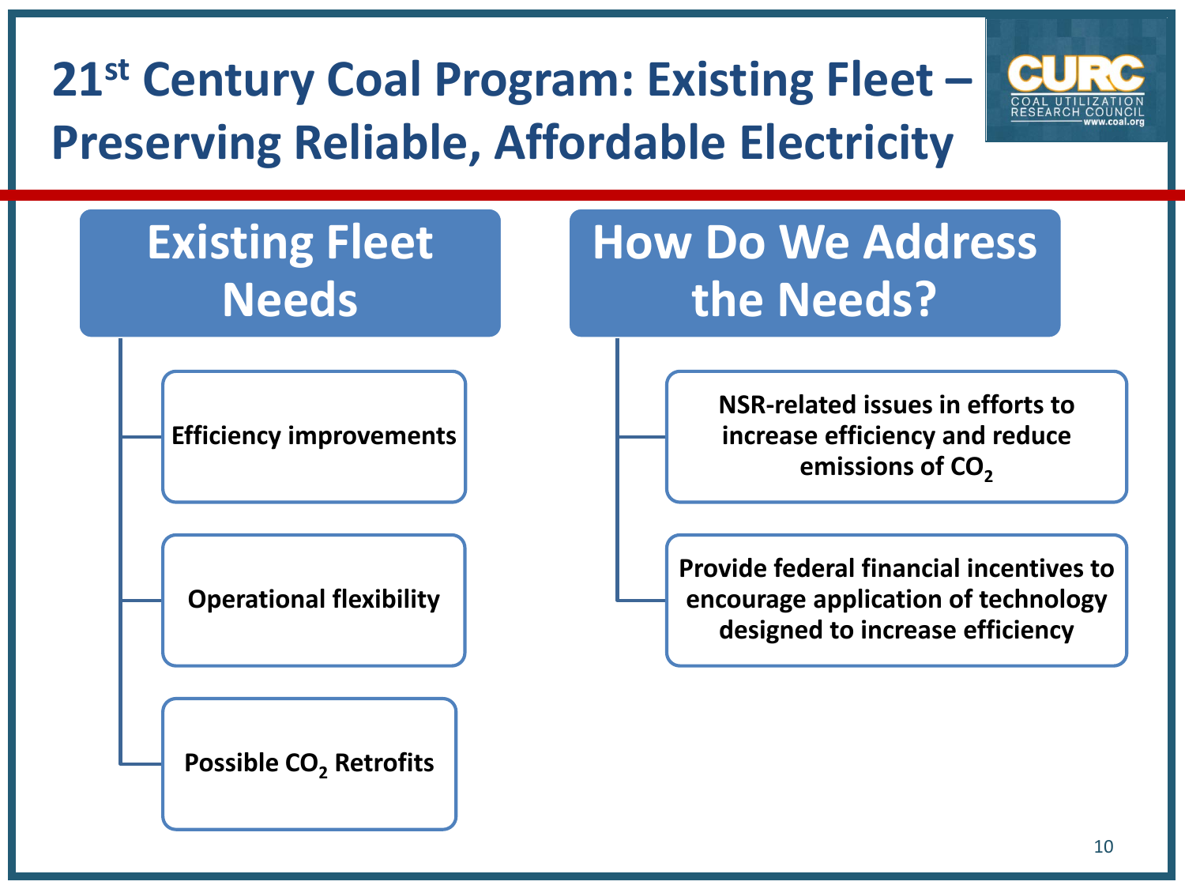# 21st Century Coal Program: Existing Fleet – Preserving Reliable, Affordable Electricity

CURC
COAL UTILIZATION RESEARCH COUNCIL
www.coal.org

## Existing Fleet Needs

- **Efficiency improvements**
- **Operational flexibility**
- **Possible $CO_2$ Retrofits**

## How Do We Address the Needs?

- **NSR-related issues in efforts to increase efficiency and reduce emissions of $CO_2$**
- **Provide federal financial incentives to encourage application of technology designed to increase efficiency**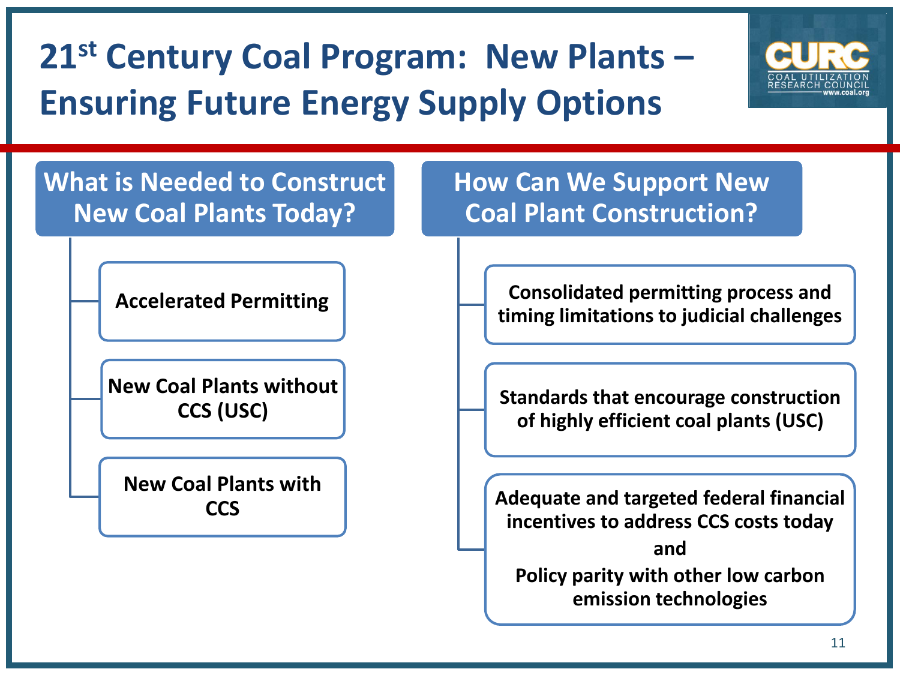# 21st Century Coal Program: New Plants – Ensuring Future Energy Supply Options

## What is Needed to Construct New Coal Plants Today?

- Accelerated Permitting
- New Coal Plants without CCS (USC)
- New Coal Plants with CCS

## How Can We Support New Coal Plant Construction?

- Consolidated permitting process and timing limitations to judicial challenges
- Standards that encourage construction of highly efficient coal plants (USC)
- Adequate and targeted federal financial incentives to address CCS costs today and Policy parity with other low carbon emission technologies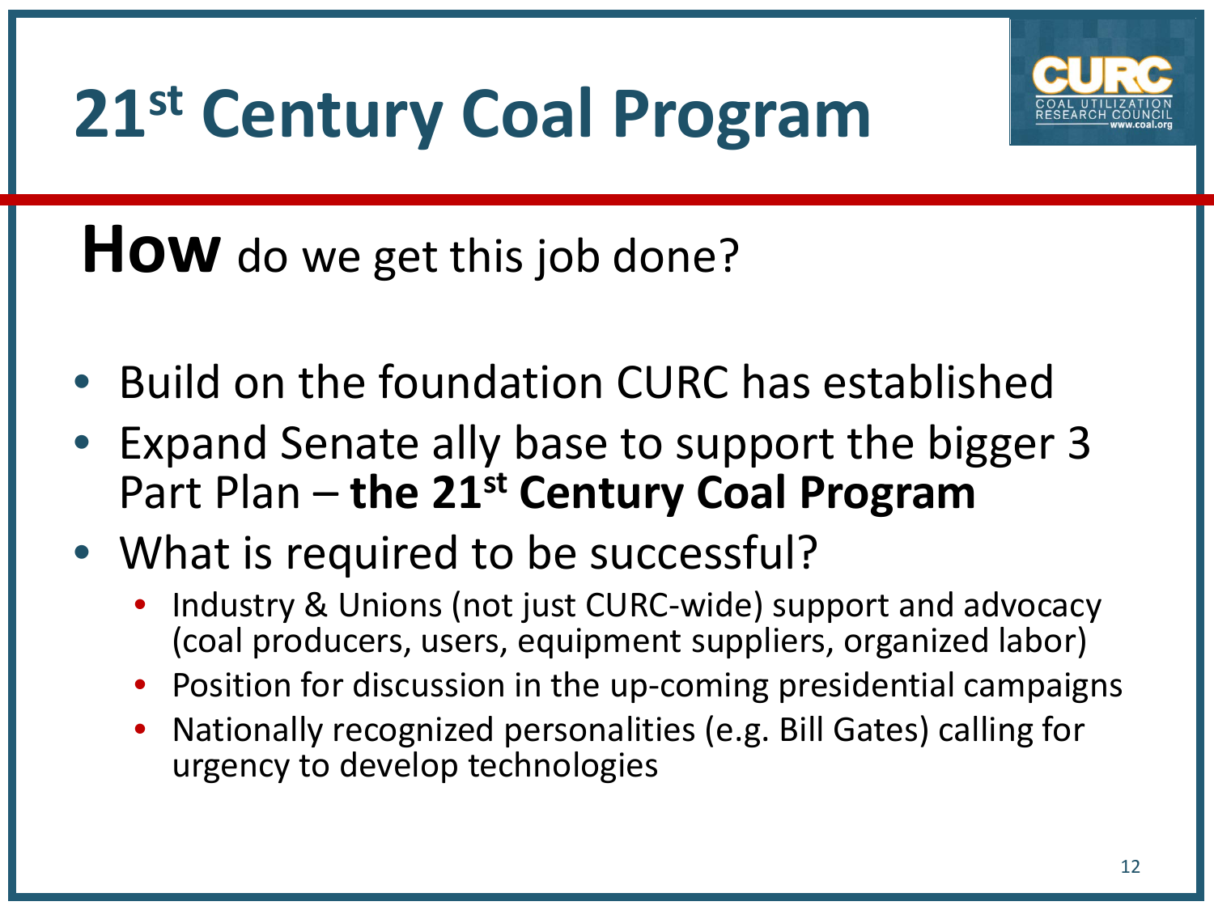# 21st Century Coal Program

**How** do we get this job done?

- Build on the foundation CURC has established
- Expand Senate ally base to support the bigger 3 Part Plan – **the 21st Century Coal Program**
- What is required to be successful?
  - Industry & Unions (not just CURC-wide) support and advocacy (coal producers, users, equipment suppliers, organized labor)
  - Position for discussion in the up-coming presidential campaigns
  - Nationally recognized personalities (e.g. Bill Gates) calling for urgency to develop technologies